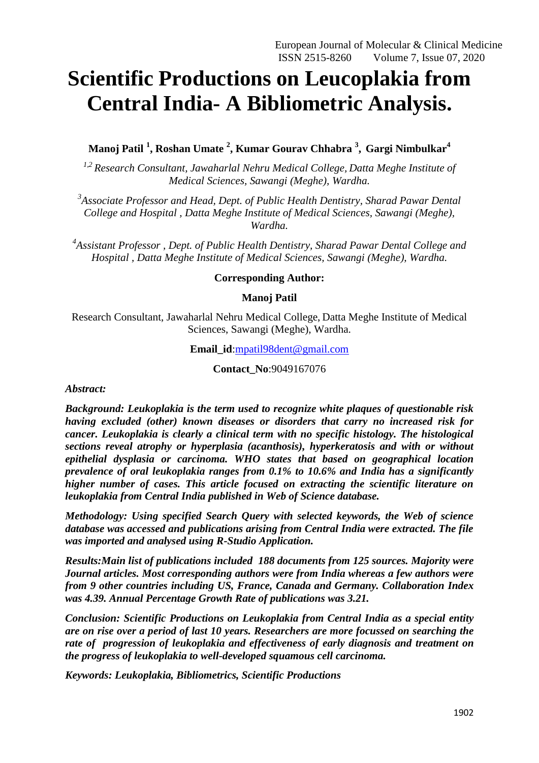# Scientific Productions on Leucoplakia from Central India- A Bibliometric Analysis.

**Manoj Patil [1], Roshan Umate [2], Kumar Gourav Chhabra [3], Gargi Nimbulkar[4]**

*[1,2] Research Consultant, Jawaharlal Nehru Medical College, Datta Meghe Institute of Medical Sciences, Sawangi (Meghe), Wardha.*

*[3]Associate Professor and Head, Dept. of Public Health Dentistry, Sharad Pawar Dental College and Hospital , Datta Meghe Institute of Medical Sciences, Sawangi (Meghe), Wardha.*

*[4]Assistant Professor , Dept. of Public Health Dentistry, Sharad Pawar Dental College and Hospital , Datta Meghe Institute of Medical Sciences, Sawangi (Meghe), Wardha.*

**Corresponding Author:**

**Manoj Patil**

Research Consultant, Jawaharlal Nehru Medical College, Datta Meghe Institute of Medical Sciences, Sawangi (Meghe), Wardha.

**Email_id**:mpatil98dent@gmail.com

**Contact_No**:9049167076

***Abstract:***

***Background: Leukoplakia is the term used to recognize white plaques of questionable risk having excluded (other) known diseases or disorders that carry no increased risk for cancer. Leukoplakia is clearly a clinical term with no specific histology. The histological sections reveal atrophy or hyperplasia (acanthosis), hyperkeratosis and with or without epithelial dysplasia or carcinoma. WHO states that based on geographical location prevalence of oral leukoplakia ranges from 0.1% to 10.6% and India has a significantly higher number of cases. This article focused on extracting the scientific literature on leukoplakia from Central India published in Web of Science database.***

***Methodology: Using specified Search Query with selected keywords, the Web of science database was accessed and publications arising from Central India were extracted. The file was imported and analysed using R-Studio Application.***

***Results:Main list of publications included 188 documents from 125 sources. Majority were Journal articles. Most corresponding authors were from India whereas a few authors were from 9 other countries including US, France, Canada and Germany. Collaboration Index was 4.39. Annual Percentage Growth Rate of publications was 3.21.***

***Conclusion: Scientific Productions on Leukoplakia from Central India as a special entity are on rise over a period of last 10 years. Researchers are more focussed on searching the rate of progression of leukoplakia and effectiveness of early diagnosis and treatment on the progress of leukoplakia to well-developed squamous cell carcinoma.***

***Keywords: Leukoplakia, Bibliometrics, Scientific Productions***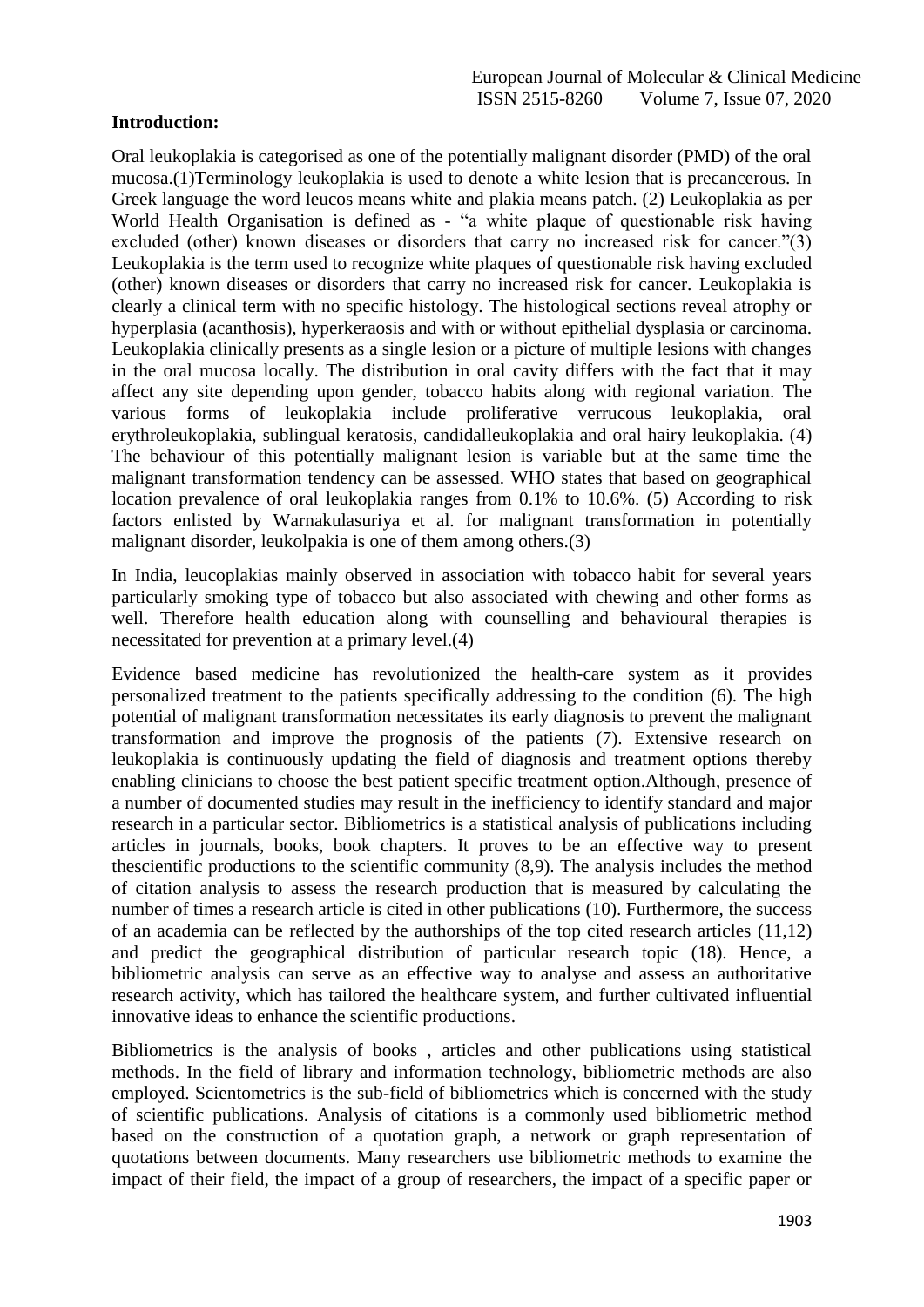**Introduction:**

Oral leukoplakia is categorised as one of the potentially malignant disorder (PMD) of the oral mucosa.(1)Terminology leukoplakia is used to denote a white lesion that is precancerous. In Greek language the word leucos means white and plakia means patch. (2) Leukoplakia as per World Health Organisation is defined as - "a white plaque of questionable risk having excluded (other) known diseases or disorders that carry no increased risk for cancer."(3) Leukoplakia is the term used to recognize white plaques of questionable risk having excluded (other) known diseases or disorders that carry no increased risk for cancer. Leukoplakia is clearly a clinical term with no specific histology. The histological sections reveal atrophy or hyperplasia (acanthosis), hyperkeraosis and with or without epithelial dysplasia or carcinoma. Leukoplakia clinically presents as a single lesion or a picture of multiple lesions with changes in the oral mucosa locally. The distribution in oral cavity differs with the fact that it may affect any site depending upon gender, tobacco habits along with regional variation. The various forms of leukoplakia include proliferative verrucous leukoplakia, oral erythroleukoplakia, sublingual keratosis, candidalleukoplakia and oral hairy leukoplakia. (4) The behaviour of this potentially malignant lesion is variable but at the same time the malignant transformation tendency can be assessed. WHO states that based on geographical location prevalence of oral leukoplakia ranges from 0.1% to 10.6%. (5) According to risk factors enlisted by Warnakulasuriya et al. for malignant transformation in potentially malignant disorder, leukolpakia is one of them among others.(3)

In India, leucoplakias mainly observed in association with tobacco habit for several years particularly smoking type of tobacco but also associated with chewing and other forms as well. Therefore health education along with counselling and behavioural therapies is necessitated for prevention at a primary level.(4)

Evidence based medicine has revolutionized the health-care system as it provides personalized treatment to the patients specifically addressing to the condition (6). The high potential of malignant transformation necessitates its early diagnosis to prevent the malignant transformation and improve the prognosis of the patients (7). Extensive research on leukoplakia is continuously updating the field of diagnosis and treatment options thereby enabling clinicians to choose the best patient specific treatment option.Although, presence of a number of documented studies may result in the inefficiency to identify standard and major research in a particular sector. Bibliometrics is a statistical analysis of publications including articles in journals, books, book chapters. It proves to be an effective way to present thescientific productions to the scientific community (8,9). The analysis includes the method of citation analysis to assess the research production that is measured by calculating the number of times a research article is cited in other publications (10). Furthermore, the success of an academia can be reflected by the authorships of the top cited research articles (11,12) and predict the geographical distribution of particular research topic (18). Hence, a bibliometric analysis can serve as an effective way to analyse and assess an authoritative research activity, which has tailored the healthcare system, and further cultivated influential innovative ideas to enhance the scientific productions.

Bibliometrics is the analysis of books , articles and other publications using statistical methods. In the field of library and information technology, bibliometric methods are also employed. Scientometrics is the sub-field of bibliometrics which is concerned with the study of scientific publications. Analysis of citations is a commonly used bibliometric method based on the construction of a quotation graph, a network or graph representation of quotations between documents. Many researchers use bibliometric methods to examine the impact of their field, the impact of a group of researchers, the impact of a specific paper or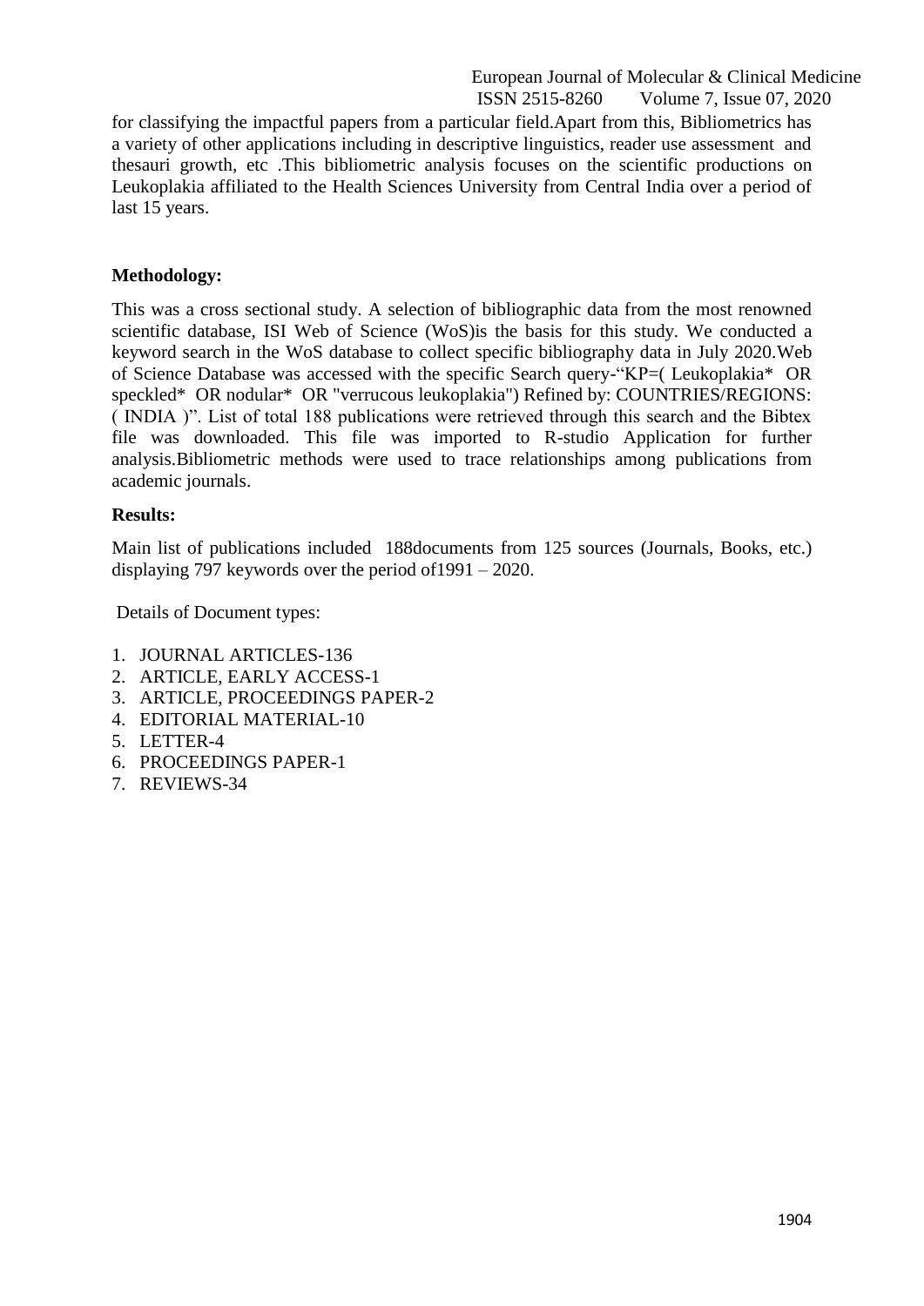for classifying the impactful papers from a particular field.Apart from this, Bibliometrics has a variety of other applications including in descriptive linguistics, reader use assessment and thesauri growth, etc .This bibliometric analysis focuses on the scientific productions on Leukoplakia affiliated to the Health Sciences University from Central India over a period of last 15 years.

**Methodology:**

This was a cross sectional study. A selection of bibliographic data from the most renowned scientific database, ISI Web of Science (WoS)is the basis for this study. We conducted a keyword search in the WoS database to collect specific bibliography data in July 2020.Web of Science Database was accessed with the specific Search query-"KP=( Leukoplakia* OR speckled* OR nodular* OR "verrucous leukoplakia") Refined by: COUNTRIES/REGIONS: ( INDIA )". List of total 188 publications were retrieved through this search and the Bibtex file was downloaded. This file was imported to R-studio Application for further analysis.Bibliometric methods were used to trace relationships among publications from academic journals.

**Results:**

Main list of publications included 188documents from 125 sources (Journals, Books, etc.) displaying 797 keywords over the period of1991 – 2020.

Details of Document types:

1. JOURNAL ARTICLES-136
2. ARTICLE, EARLY ACCESS-1
3. ARTICLE, PROCEEDINGS PAPER-2
4. EDITORIAL MATERIAL-10
5. LETTER-4
6. PROCEEDINGS PAPER-1
7. REVIEWS-34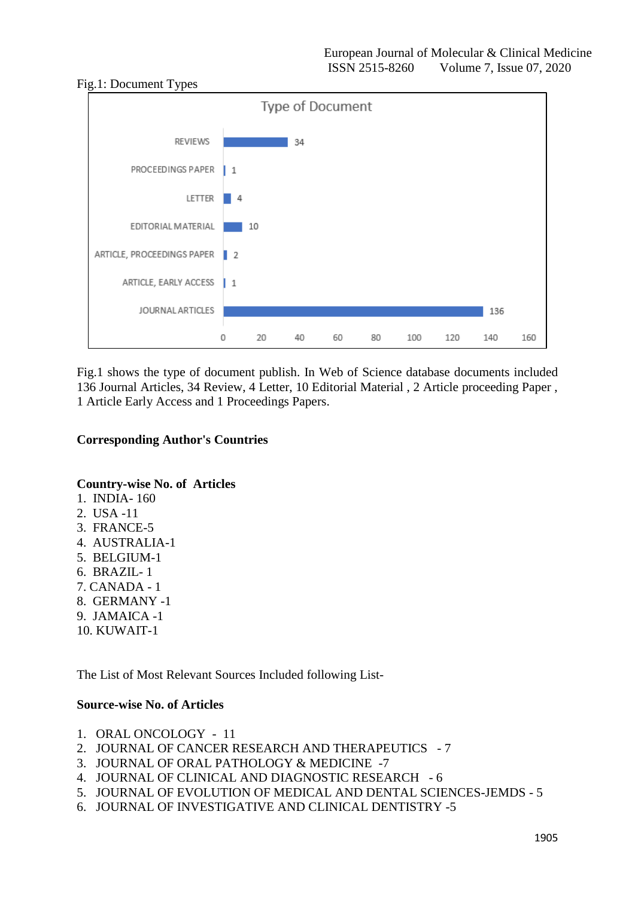Fig.1: Document Types

Fig.1 shows the type of document publish. In Web of Science database documents included 136 Journal Articles, 34 Review, 4 Letter, 10 Editorial Material , 2 Article proceeding Paper , 1 Article Early Access and 1 Proceedings Papers.

**Corresponding Author's Countries**

**Country-wise No. of Articles**

1. INDIA- 160
2. USA -11
3. FRANCE-5
4. AUSTRALIA-1
5. BELGIUM-1
6. BRAZIL- 1
7. CANADA - 1
8. GERMANY -1
9. JAMAICA -1
10. KUWAIT-1

The List of Most Relevant Sources Included following List-

**Source-wise No. of Articles**

1. ORAL ONCOLOGY - 11
2. JOURNAL OF CANCER RESEARCH AND THERAPEUTICS - 7
3. JOURNAL OF ORAL PATHOLOGY & MEDICINE -7
4. JOURNAL OF CLINICAL AND DIAGNOSTIC RESEARCH - 6
5. JOURNAL OF EVOLUTION OF MEDICAL AND DENTAL SCIENCES-JEMDS - 5
6. JOURNAL OF INVESTIGATIVE AND CLINICAL DENTISTRY -5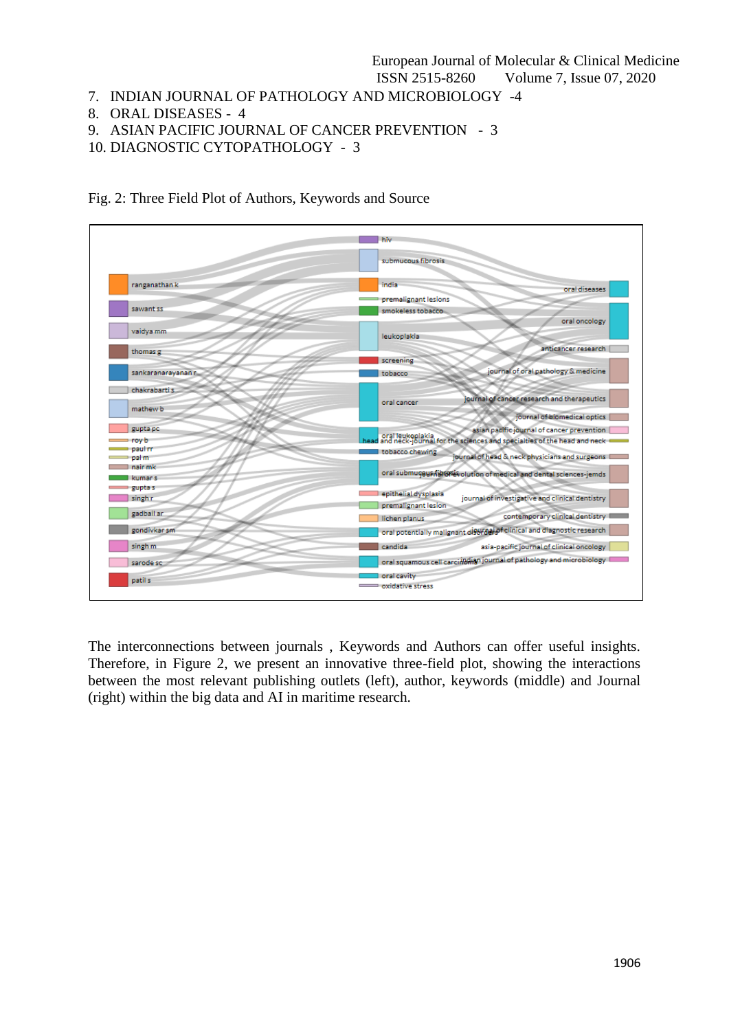7. INDIAN JOURNAL OF PATHOLOGY AND MICROBIOLOGY -4
8. ORAL DISEASES - 4
9. ASIAN PACIFIC JOURNAL OF CANCER PREVENTION - 3
10. DIAGNOSTIC CYTOPATHOLOGY - 3

Fig. 2: Three Field Plot of Authors, Keywords and Source

The interconnections between journals , Keywords and Authors can offer useful insights. Therefore, in Figure 2, we present an innovative three-field plot, showing the interactions between the most relevant publishing outlets (left), author, keywords (middle) and Journal (right) within the big data and AI in maritime research.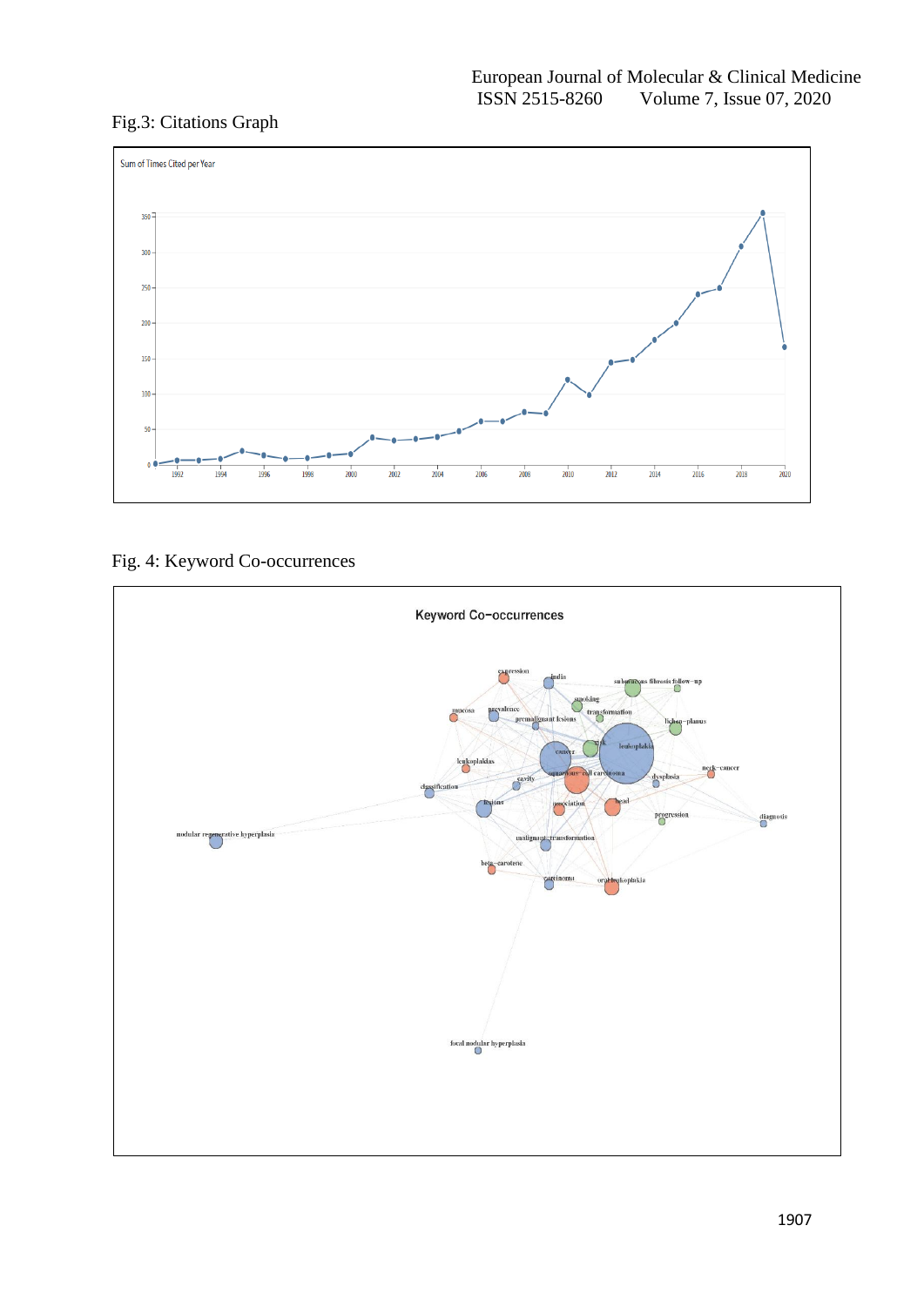Fig.3: Citations Graph

Fig. 4: Keyword Co-occurrences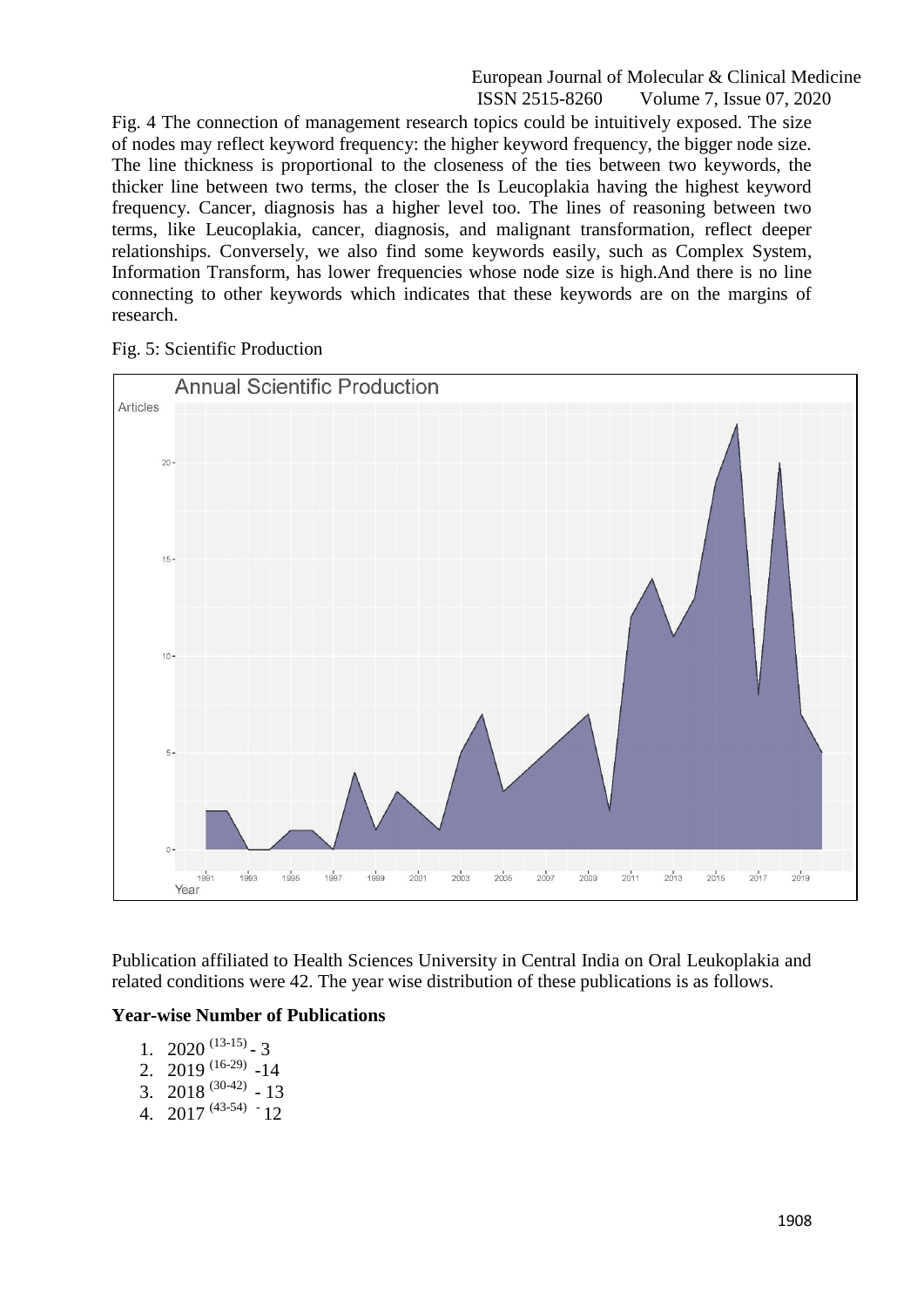Fig. 4 The connection of management research topics could be intuitively exposed. The size of nodes may reflect keyword frequency: the higher keyword frequency, the bigger node size. The line thickness is proportional to the closeness of the ties between two keywords, the thicker line between two terms, the closer the Is Leucoplakia having the highest keyword frequency. Cancer, diagnosis has a higher level too. The lines of reasoning between two terms, like Leucoplakia, cancer, diagnosis, and malignant transformation, reflect deeper relationships. Conversely, we also find some keywords easily, such as Complex System, Information Transform, has lower frequencies whose node size is high.And there is no line connecting to other keywords which indicates that these keywords are on the margins of research.

Fig. 5: Scientific Production

Publication affiliated to Health Sciences University in Central India on Oral Leukoplakia and related conditions were 42. The year wise distribution of these publications is as follows.

**Year-wise Number of Publications**

1. 2020 [13-15] - 3
2. 2019 [16-29] -14
3. 2018 [30-42] - 13
4. 2017 [43-54] - 12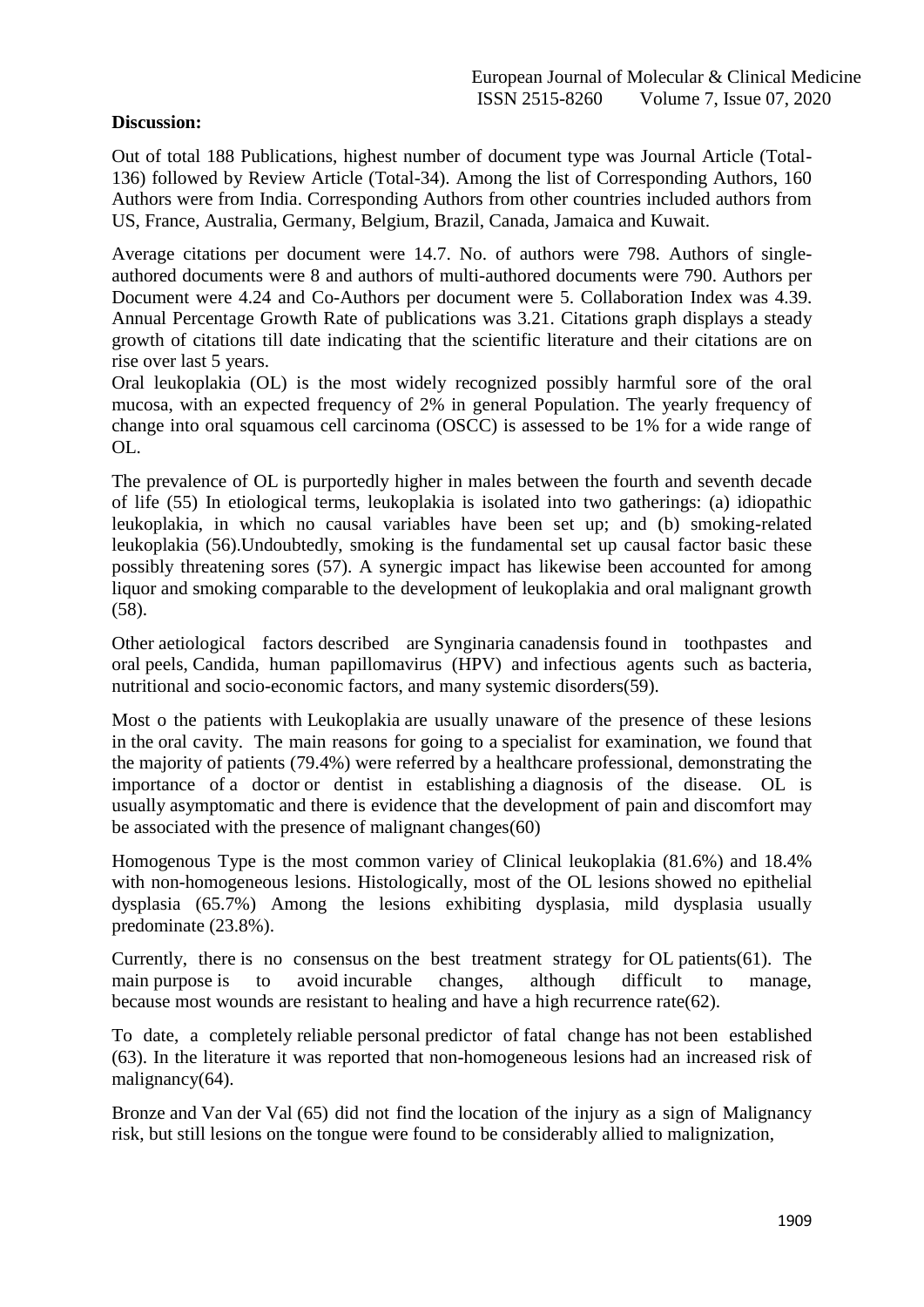**Discussion:**

Out of total 188 Publications, highest number of document type was Journal Article (Total-136) followed by Review Article (Total-34). Among the list of Corresponding Authors, 160 Authors were from India. Corresponding Authors from other countries included authors from US, France, Australia, Germany, Belgium, Brazil, Canada, Jamaica and Kuwait.

Average citations per document were 14.7. No. of authors were 798. Authors of single-authored documents were 8 and authors of multi-authored documents were 790. Authors per Document were 4.24 and Co-Authors per document were 5. Collaboration Index was 4.39. Annual Percentage Growth Rate of publications was 3.21. Citations graph displays a steady growth of citations till date indicating that the scientific literature and their citations are on rise over last 5 years.

Oral leukoplakia (OL) is the most widely recognized possibly harmful sore of the oral mucosa, with an expected frequency of 2% in general Population. The yearly frequency of change into oral squamous cell carcinoma (OSCC) is assessed to be 1% for a wide range of OL.

The prevalence of OL is purportedly higher in males between the fourth and seventh decade of life (55) In etiological terms, leukoplakia is isolated into two gatherings: (a) idiopathic leukoplakia, in which no causal variables have been set up; and (b) smoking-related leukoplakia (56).Undoubtedly, smoking is the fundamental set up causal factor basic these possibly threatening sores (57). A synergic impact has likewise been accounted for among liquor and smoking comparable to the development of leukoplakia and oral malignant growth (58).

Other aetiological factors described are Synginaria canadensis found in toothpastes and oral peels, Candida, human papillomavirus (HPV) and infectious agents such as bacteria, nutritional and socio-economic factors, and many systemic disorders(59).

Most o the patients with Leukoplakia are usually unaware of the presence of these lesions in the oral cavity. The main reasons for going to a specialist for examination, we found that the majority of patients (79.4%) were referred by a healthcare professional, demonstrating the importance of a doctor or dentist in establishing a diagnosis of the disease. OL is usually asymptomatic and there is evidence that the development of pain and discomfort may be associated with the presence of malignant changes(60)

Homogenous Type is the most common variey of Clinical leukoplakia (81.6%) and 18.4% with non-homogeneous lesions. Histologically, most of the OL lesions showed no epithelial dysplasia (65.7%) Among the lesions exhibiting dysplasia, mild dysplasia usually predominate (23.8%).

Currently, there is no consensus on the best treatment strategy for OL patients(61). The main purpose is to avoid incurable changes, although difficult to manage, because most wounds are resistant to healing and have a high recurrence rate(62).

To date, a completely reliable personal predictor of fatal change has not been established (63). In the literature it was reported that non-homogeneous lesions had an increased risk of malignancy(64).

Bronze and Van der Val (65) did not find the location of the injury as a sign of Malignancy risk, but still lesions on the tongue were found to be considerably allied to malignization,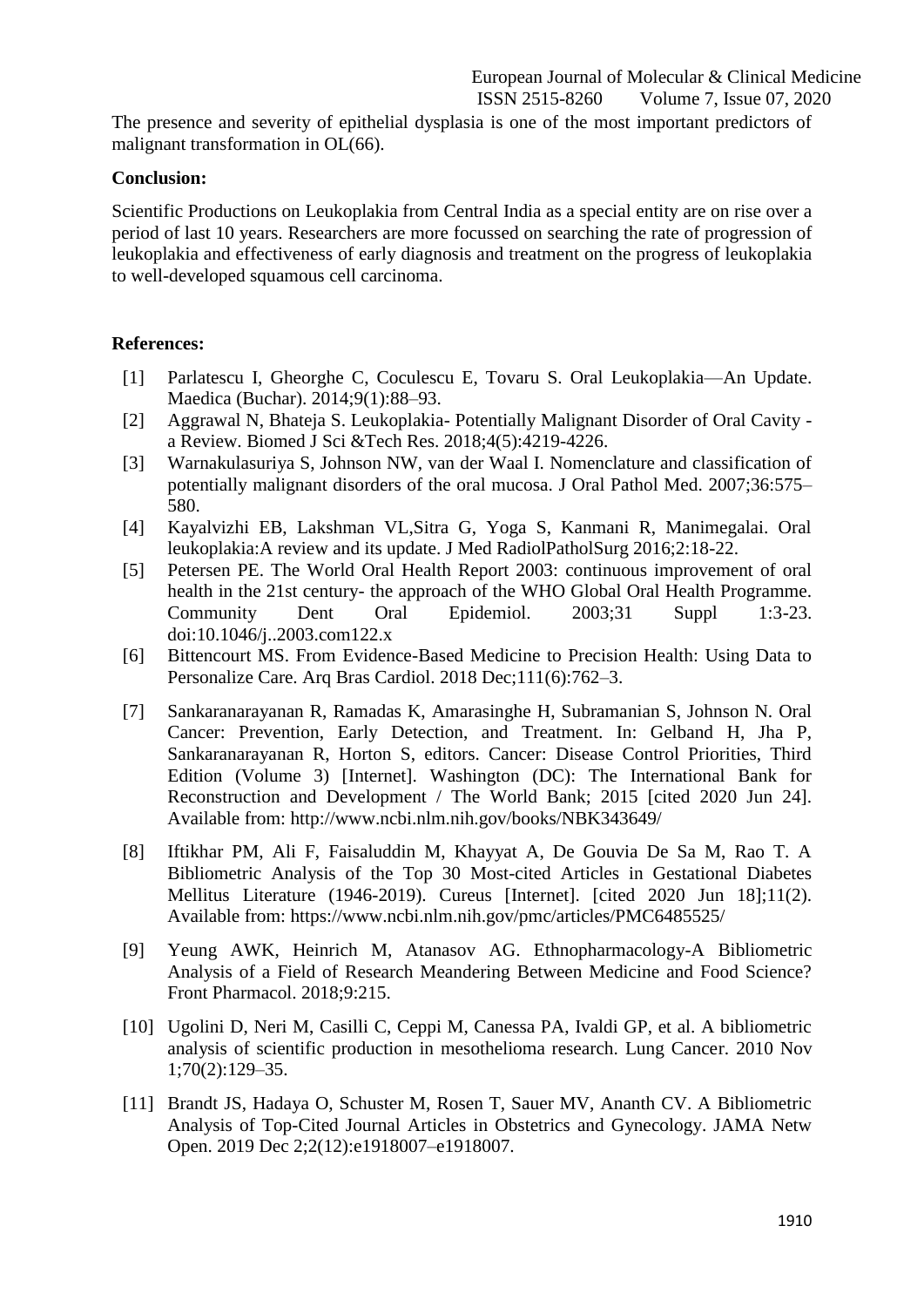The presence and severity of epithelial dysplasia is one of the most important predictors of malignant transformation in OL(66).

**Conclusion:**

Scientific Productions on Leukoplakia from Central India as a special entity are on rise over a period of last 10 years. Researchers are more focussed on searching the rate of progression of leukoplakia and effectiveness of early diagnosis and treatment on the progress of leukoplakia to well-developed squamous cell carcinoma.

**References:**

[1] Parlatescu I, Gheorghe C, Coculescu E, Tovaru S. Oral Leukoplakia—An Update. Maedica (Buchar). 2014;9(1):88–93.

[2] Aggrawal N, Bhateja S. Leukoplakia- Potentially Malignant Disorder of Oral Cavity - a Review. Biomed J Sci &Tech Res. 2018;4(5):4219-4226.

[3] Warnakulasuriya S, Johnson NW, van der Waal I. Nomenclature and classification of potentially malignant disorders of the oral mucosa. J Oral Pathol Med. 2007;36:575–580.

[4] Kayalvizhi EB, Lakshman VL,Sitra G, Yoga S, Kanmani R, Manimegalai. Oral leukoplakia:A review and its update. J Med RadiolPatholSurg 2016;2:18-22.

[5] Petersen PE. The World Oral Health Report 2003: continuous improvement of oral health in the 21st century- the approach of the WHO Global Oral Health Programme. Community Dent Oral Epidemiol. 2003;31 Suppl 1:3-23. doi:10.1046/j..2003.com122.x

[6] Bittencourt MS. From Evidence-Based Medicine to Precision Health: Using Data to Personalize Care. Arq Bras Cardiol. 2018 Dec;111(6):762–3.

[7] Sankaranarayanan R, Ramadas K, Amarasinghe H, Subramanian S, Johnson N. Oral Cancer: Prevention, Early Detection, and Treatment. In: Gelband H, Jha P, Sankaranarayanan R, Horton S, editors. Cancer: Disease Control Priorities, Third Edition (Volume 3) [Internet]. Washington (DC): The International Bank for Reconstruction and Development / The World Bank; 2015 [cited 2020 Jun 24]. Available from: http://www.ncbi.nlm.nih.gov/books/NBK343649/

[8] Iftikhar PM, Ali F, Faisaluddin M, Khayyat A, De Gouvia De Sa M, Rao T. A Bibliometric Analysis of the Top 30 Most-cited Articles in Gestational Diabetes Mellitus Literature (1946-2019). Cureus [Internet]. [cited 2020 Jun 18];11(2). Available from: https://www.ncbi.nlm.nih.gov/pmc/articles/PMC6485525/

[9] Yeung AWK, Heinrich M, Atanasov AG. Ethnopharmacology-A Bibliometric Analysis of a Field of Research Meandering Between Medicine and Food Science? Front Pharmacol. 2018;9:215.

[10] Ugolini D, Neri M, Casilli C, Ceppi M, Canessa PA, Ivaldi GP, et al. A bibliometric analysis of scientific production in mesothelioma research. Lung Cancer. 2010 Nov 1;70(2):129–35.

[11] Brandt JS, Hadaya O, Schuster M, Rosen T, Sauer MV, Ananth CV. A Bibliometric Analysis of Top-Cited Journal Articles in Obstetrics and Gynecology. JAMA Netw Open. 2019 Dec 2;2(12):e1918007–e1918007.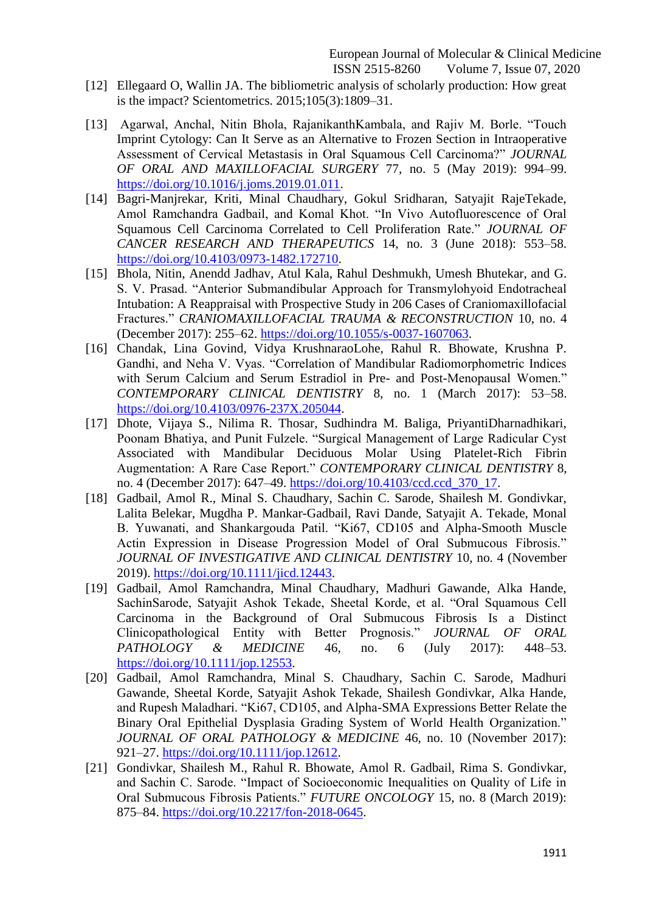[12] Ellegaard O, Wallin JA. The bibliometric analysis of scholarly production: How great is the impact? Scientometrics. 2015;105(3):1809–31.

[13] Agarwal, Anchal, Nitin Bhola, RajanikanthKambala, and Rajiv M. Borle. "Touch Imprint Cytology: Can It Serve as an Alternative to Frozen Section in Intraoperative Assessment of Cervical Metastasis in Oral Squamous Cell Carcinoma?" *JOURNAL OF ORAL AND MAXILLOFACIAL SURGERY* 77, no. 5 (May 2019): 994–99. https://doi.org/10.1016/j.joms.2019.01.011.

[14] Bagri-Manjrekar, Kriti, Minal Chaudhary, Gokul Sridharan, Satyajit RajeTekade, Amol Ramchandra Gadbail, and Komal Khot. "In Vivo Autofluorescence of Oral Squamous Cell Carcinoma Correlated to Cell Proliferation Rate." *JOURNAL OF CANCER RESEARCH AND THERAPEUTICS* 14, no. 3 (June 2018): 553–58. https://doi.org/10.4103/0973-1482.172710.

[15] Bhola, Nitin, Anendd Jadhav, Atul Kala, Rahul Deshmukh, Umesh Bhutekar, and G. S. V. Prasad. "Anterior Submandibular Approach for Transmylohyoid Endotracheal Intubation: A Reappraisal with Prospective Study in 206 Cases of Craniomaxillofacial Fractures." *CRANIOMAXILLOFACIAL TRAUMA & RECONSTRUCTION* 10, no. 4 (December 2017): 255–62. https://doi.org/10.1055/s-0037-1607063.

[16] Chandak, Lina Govind, Vidya KrushnaraoLohe, Rahul R. Bhowate, Krushna P. Gandhi, and Neha V. Vyas. "Correlation of Mandibular Radiomorphometric Indices with Serum Calcium and Serum Estradiol in Pre- and Post-Menopausal Women." *CONTEMPORARY CLINICAL DENTISTRY* 8, no. 1 (March 2017): 53–58. https://doi.org/10.4103/0976-237X.205044.

[17] Dhote, Vijaya S., Nilima R. Thosar, Sudhindra M. Baliga, PriyantiDharnadhikari, Poonam Bhatiya, and Punit Fulzele. "Surgical Management of Large Radicular Cyst Associated with Mandibular Deciduous Molar Using Platelet-Rich Fibrin Augmentation: A Rare Case Report." *CONTEMPORARY CLINICAL DENTISTRY* 8, no. 4 (December 2017): 647–49. https://doi.org/10.4103/ccd.ccd_370_17.

[18] Gadbail, Amol R., Minal S. Chaudhary, Sachin C. Sarode, Shailesh M. Gondivkar, Lalita Belekar, Mugdha P. Mankar-Gadbail, Ravi Dande, Satyajit A. Tekade, Monal B. Yuwanati, and Shankargouda Patil. "Ki67, CD105 and Alpha-Smooth Muscle Actin Expression in Disease Progression Model of Oral Submucous Fibrosis." *JOURNAL OF INVESTIGATIVE AND CLINICAL DENTISTRY* 10, no. 4 (November 2019). https://doi.org/10.1111/jicd.12443.

[19] Gadbail, Amol Ramchandra, Minal Chaudhary, Madhuri Gawande, Alka Hande, SachinSarode, Satyajit Ashok Tekade, Sheetal Korde, et al. "Oral Squamous Cell Carcinoma in the Background of Oral Submucous Fibrosis Is a Distinct Clinicopathological Entity with Better Prognosis." *JOURNAL OF ORAL PATHOLOGY & MEDICINE* 46, no. 6 (July 2017): 448–53. https://doi.org/10.1111/jop.12553.

[20] Gadbail, Amol Ramchandra, Minal S. Chaudhary, Sachin C. Sarode, Madhuri Gawande, Sheetal Korde, Satyajit Ashok Tekade, Shailesh Gondivkar, Alka Hande, and Rupesh Maladhari. "Ki67, CD105, and Alpha-SMA Expressions Better Relate the Binary Oral Epithelial Dysplasia Grading System of World Health Organization." *JOURNAL OF ORAL PATHOLOGY & MEDICINE* 46, no. 10 (November 2017): 921–27. https://doi.org/10.1111/jop.12612.

[21] Gondivkar, Shailesh M., Rahul R. Bhowate, Amol R. Gadbail, Rima S. Gondivkar, and Sachin C. Sarode. "Impact of Socioeconomic Inequalities on Quality of Life in Oral Submucous Fibrosis Patients." *FUTURE ONCOLOGY* 15, no. 8 (March 2019): 875–84. https://doi.org/10.2217/fon-2018-0645.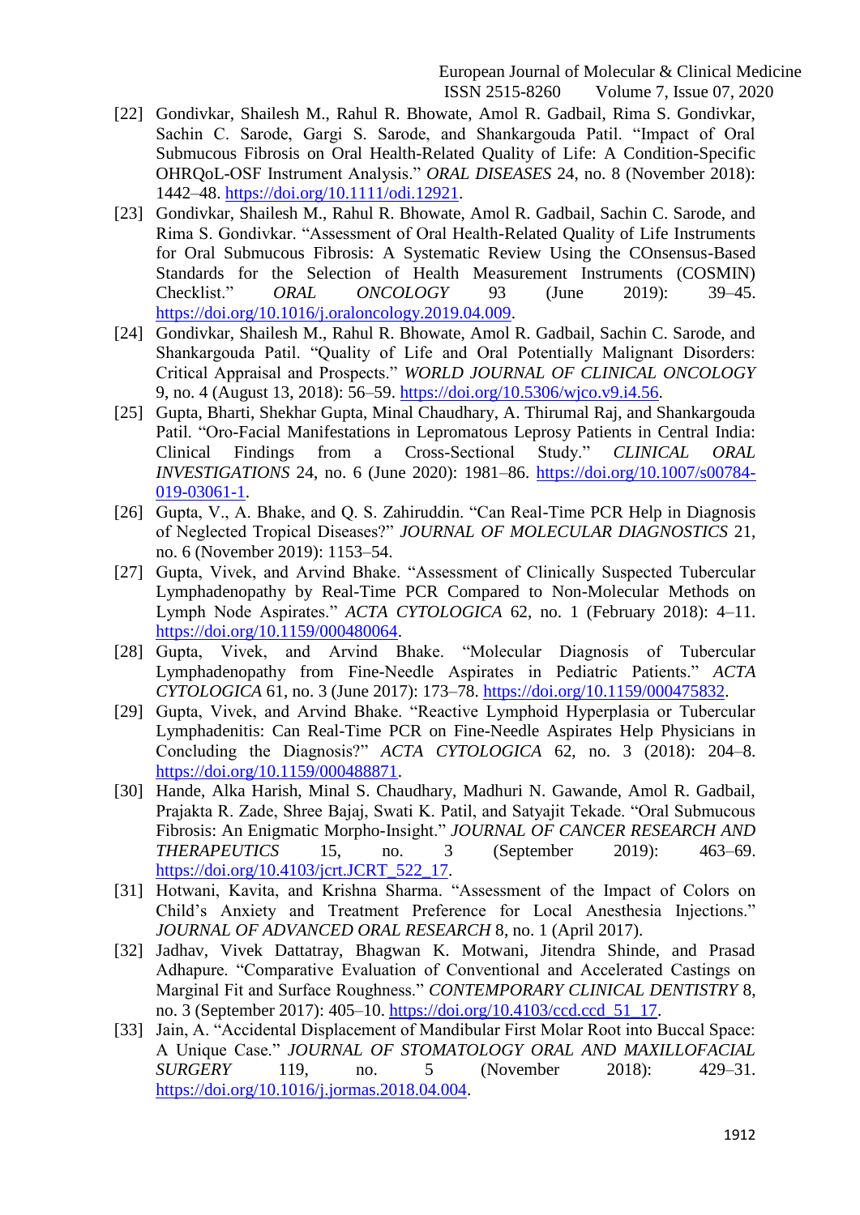[22] Gondivkar, Shailesh M., Rahul R. Bhowate, Amol R. Gadbail, Rima S. Gondivkar, Sachin C. Sarode, Gargi S. Sarode, and Shankargouda Patil. "Impact of Oral Submucous Fibrosis on Oral Health-Related Quality of Life: A Condition-Specific OHRQoL-OSF Instrument Analysis." *ORAL DISEASES* 24, no. 8 (November 2018): 1442–48. https://doi.org/10.1111/odi.12921.

[23] Gondivkar, Shailesh M., Rahul R. Bhowate, Amol R. Gadbail, Sachin C. Sarode, and Rima S. Gondivkar. "Assessment of Oral Health-Related Quality of Life Instruments for Oral Submucous Fibrosis: A Systematic Review Using the COnsensus-Based Standards for the Selection of Health Measurement Instruments (COSMIN) Checklist." *ORAL ONCOLOGY* 93 (June 2019): 39–45. https://doi.org/10.1016/j.oraloncology.2019.04.009.

[24] Gondivkar, Shailesh M., Rahul R. Bhowate, Amol R. Gadbail, Sachin C. Sarode, and Shankargouda Patil. "Quality of Life and Oral Potentially Malignant Disorders: Critical Appraisal and Prospects." *WORLD JOURNAL OF CLINICAL ONCOLOGY* 9, no. 4 (August 13, 2018): 56–59. https://doi.org/10.5306/wjco.v9.i4.56.

[25] Gupta, Bharti, Shekhar Gupta, Minal Chaudhary, A. Thirumal Raj, and Shankargouda Patil. "Oro-Facial Manifestations in Lepromatous Leprosy Patients in Central India: Clinical Findings from a Cross-Sectional Study." *CLINICAL ORAL INVESTIGATIONS* 24, no. 6 (June 2020): 1981–86. https://doi.org/10.1007/s00784-019-03061-1.

[26] Gupta, V., A. Bhake, and Q. S. Zahiruddin. "Can Real-Time PCR Help in Diagnosis of Neglected Tropical Diseases?" *JOURNAL OF MOLECULAR DIAGNOSTICS* 21, no. 6 (November 2019): 1153–54.

[27] Gupta, Vivek, and Arvind Bhake. "Assessment of Clinically Suspected Tubercular Lymphadenopathy by Real-Time PCR Compared to Non-Molecular Methods on Lymph Node Aspirates." *ACTA CYTOLOGICA* 62, no. 1 (February 2018): 4–11. https://doi.org/10.1159/000480064.

[28] Gupta, Vivek, and Arvind Bhake. "Molecular Diagnosis of Tubercular Lymphadenopathy from Fine-Needle Aspirates in Pediatric Patients." *ACTA CYTOLOGICA* 61, no. 3 (June 2017): 173–78. https://doi.org/10.1159/000475832.

[29] Gupta, Vivek, and Arvind Bhake. "Reactive Lymphoid Hyperplasia or Tubercular Lymphadenitis: Can Real-Time PCR on Fine-Needle Aspirates Help Physicians in Concluding the Diagnosis?" *ACTA CYTOLOGICA* 62, no. 3 (2018): 204–8. https://doi.org/10.1159/000488871.

[30] Hande, Alka Harish, Minal S. Chaudhary, Madhuri N. Gawande, Amol R. Gadbail, Prajakta R. Zade, Shree Bajaj, Swati K. Patil, and Satyajit Tekade. "Oral Submucous Fibrosis: An Enigmatic Morpho-Insight." *JOURNAL OF CANCER RESEARCH AND THERAPEUTICS* 15, no. 3 (September 2019): 463–69. https://doi.org/10.4103/jcrt.JCRT_522_17.

[31] Hotwani, Kavita, and Krishna Sharma. "Assessment of the Impact of Colors on Child's Anxiety and Treatment Preference for Local Anesthesia Injections." *JOURNAL OF ADVANCED ORAL RESEARCH* 8, no. 1 (April 2017).

[32] Jadhav, Vivek Dattatray, Bhagwan K. Motwani, Jitendra Shinde, and Prasad Adhapure. "Comparative Evaluation of Conventional and Accelerated Castings on Marginal Fit and Surface Roughness." *CONTEMPORARY CLINICAL DENTISTRY* 8, no. 3 (September 2017): 405–10. https://doi.org/10.4103/ccd.ccd_51_17.

[33] Jain, A. "Accidental Displacement of Mandibular First Molar Root into Buccal Space: A Unique Case." *JOURNAL OF STOMATOLOGY ORAL AND MAXILLOFACIAL SURGERY* 119, no. 5 (November 2018): 429–31. https://doi.org/10.1016/j.jormas.2018.04.004.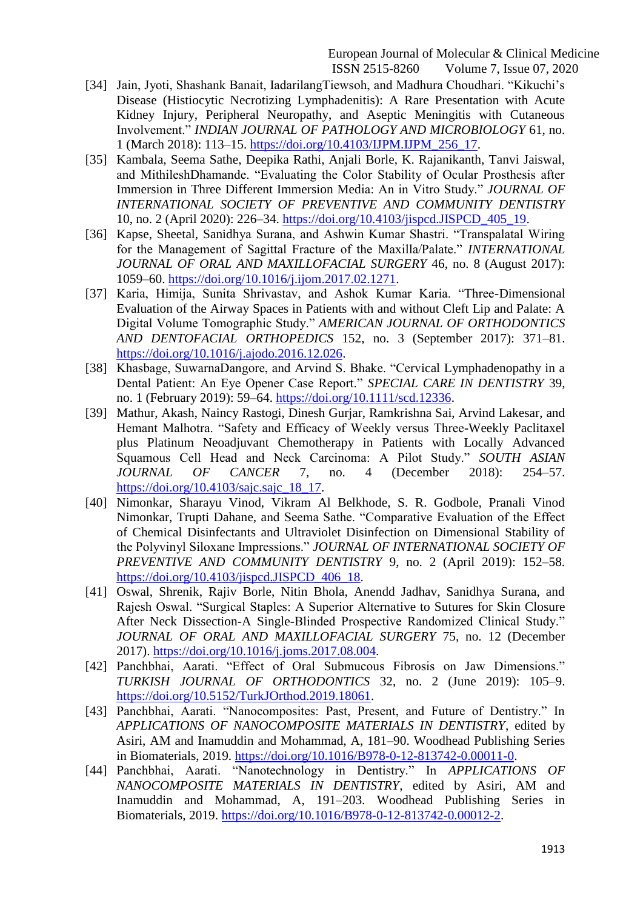[34] Jain, Jyoti, Shashank Banait, IadarilangTiewsoh, and Madhura Choudhari. "Kikuchi's Disease (Histiocytic Necrotizing Lymphadenitis): A Rare Presentation with Acute Kidney Injury, Peripheral Neuropathy, and Aseptic Meningitis with Cutaneous Involvement." *INDIAN JOURNAL OF PATHOLOGY AND MICROBIOLOGY* 61, no. 1 (March 2018): 113–15. https://doi.org/10.4103/IJPM.IJPM_256_17.

[35] Kambala, Seema Sathe, Deepika Rathi, Anjali Borle, K. Rajanikanth, Tanvi Jaiswal, and MithileshDhamande. "Evaluating the Color Stability of Ocular Prosthesis after Immersion in Three Different Immersion Media: An in Vitro Study." *JOURNAL OF INTERNATIONAL SOCIETY OF PREVENTIVE AND COMMUNITY DENTISTRY* 10, no. 2 (April 2020): 226–34. https://doi.org/10.4103/jispcd.JISPCD_405_19.

[36] Kapse, Sheetal, Sanidhya Surana, and Ashwin Kumar Shastri. "Transpalatal Wiring for the Management of Sagittal Fracture of the Maxilla/Palate." *INTERNATIONAL JOURNAL OF ORAL AND MAXILLOFACIAL SURGERY* 46, no. 8 (August 2017): 1059–60. https://doi.org/10.1016/j.ijom.2017.02.1271.

[37] Karia, Himija, Sunita Shrivastav, and Ashok Kumar Karia. "Three-Dimensional Evaluation of the Airway Spaces in Patients with and without Cleft Lip and Palate: A Digital Volume Tomographic Study." *AMERICAN JOURNAL OF ORTHODONTICS AND DENTOFACIAL ORTHOPEDICS* 152, no. 3 (September 2017): 371–81. https://doi.org/10.1016/j.ajodo.2016.12.026.

[38] Khasbage, SuwarnaDangore, and Arvind S. Bhake. "Cervical Lymphadenopathy in a Dental Patient: An Eye Opener Case Report." *SPECIAL CARE IN DENTISTRY* 39, no. 1 (February 2019): 59–64. https://doi.org/10.1111/scd.12336.

[39] Mathur, Akash, Naincy Rastogi, Dinesh Gurjar, Ramkrishna Sai, Arvind Lakesar, and Hemant Malhotra. "Safety and Efficacy of Weekly versus Three-Weekly Paclitaxel plus Platinum Neoadjuvant Chemotherapy in Patients with Locally Advanced Squamous Cell Head and Neck Carcinoma: A Pilot Study." *SOUTH ASIAN JOURNAL OF CANCER* 7, no. 4 (December 2018): 254–57. https://doi.org/10.4103/sajc.sajc_18_17.

[40] Nimonkar, Sharayu Vinod, Vikram Al Belkhode, S. R. Godbole, Pranali Vinod Nimonkar, Trupti Dahane, and Seema Sathe. "Comparative Evaluation of the Effect of Chemical Disinfectants and Ultraviolet Disinfection on Dimensional Stability of the Polyvinyl Siloxane Impressions." *JOURNAL OF INTERNATIONAL SOCIETY OF PREVENTIVE AND COMMUNITY DENTISTRY* 9, no. 2 (April 2019): 152–58. https://doi.org/10.4103/jispcd.JISPCD_406_18.

[41] Oswal, Shrenik, Rajiv Borle, Nitin Bhola, Anendd Jadhav, Sanidhya Surana, and Rajesh Oswal. "Surgical Staples: A Superior Alternative to Sutures for Skin Closure After Neck Dissection-A Single-Blinded Prospective Randomized Clinical Study." *JOURNAL OF ORAL AND MAXILLOFACIAL SURGERY* 75, no. 12 (December 2017). https://doi.org/10.1016/j.joms.2017.08.004.

[42] Panchbhai, Aarati. "Effect of Oral Submucous Fibrosis on Jaw Dimensions." *TURKISH JOURNAL OF ORTHODONTICS* 32, no. 2 (June 2019): 105–9. https://doi.org/10.5152/TurkJOrthod.2019.18061.

[43] Panchbhai, Aarati. "Nanocomposites: Past, Present, and Future of Dentistry." In *APPLICATIONS OF NANOCOMPOSITE MATERIALS IN DENTISTRY*, edited by Asiri, AM and Inamuddin and Mohammad, A, 181–90. Woodhead Publishing Series in Biomaterials, 2019. https://doi.org/10.1016/B978-0-12-813742-0.00011-0.

[44] Panchbhai, Aarati. "Nanotechnology in Dentistry." In *APPLICATIONS OF NANOCOMPOSITE MATERIALS IN DENTISTRY*, edited by Asiri, AM and Inamuddin and Mohammad, A, 191–203. Woodhead Publishing Series in Biomaterials, 2019. https://doi.org/10.1016/B978-0-12-813742-0.00012-2.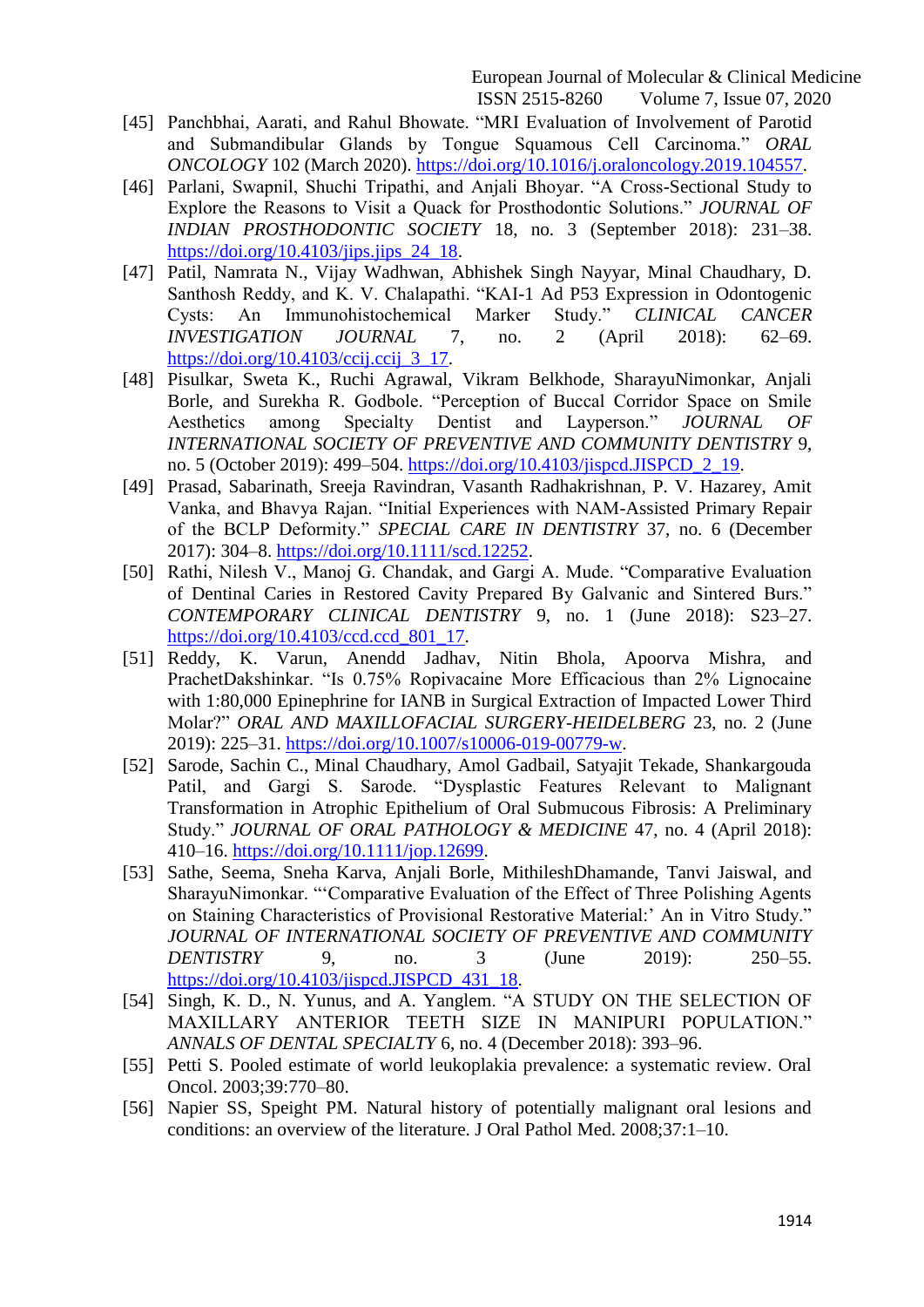[45] Panchbhai, Aarati, and Rahul Bhowate. "MRI Evaluation of Involvement of Parotid and Submandibular Glands by Tongue Squamous Cell Carcinoma." *ORAL ONCOLOGY* 102 (March 2020). https://doi.org/10.1016/j.oraloncology.2019.104557.

[46] Parlani, Swapnil, Shuchi Tripathi, and Anjali Bhoyar. "A Cross-Sectional Study to Explore the Reasons to Visit a Quack for Prosthodontic Solutions." *JOURNAL OF INDIAN PROSTHODONTIC SOCIETY* 18, no. 3 (September 2018): 231–38. https://doi.org/10.4103/jips.jips_24_18.

[47] Patil, Namrata N., Vijay Wadhwan, Abhishek Singh Nayyar, Minal Chaudhary, D. Santhosh Reddy, and K. V. Chalapathi. "KAI-1 Ad P53 Expression in Odontogenic Cysts: An Immunohistochemical Marker Study." *CLINICAL CANCER INVESTIGATION JOURNAL* 7, no. 2 (April 2018): 62–69. https://doi.org/10.4103/ccij.ccij_3_17.

[48] Pisulkar, Sweta K., Ruchi Agrawal, Vikram Belkhode, SharayuNimonkar, Anjali Borle, and Surekha R. Godbole. "Perception of Buccal Corridor Space on Smile Aesthetics among Specialty Dentist and Layperson." *JOURNAL OF INTERNATIONAL SOCIETY OF PREVENTIVE AND COMMUNITY DENTISTRY* 9, no. 5 (October 2019): 499–504. https://doi.org/10.4103/jispcd.JISPCD_2_19.

[49] Prasad, Sabarinath, Sreeja Ravindran, Vasanth Radhakrishnan, P. V. Hazarey, Amit Vanka, and Bhavya Rajan. "Initial Experiences with NAM-Assisted Primary Repair of the BCLP Deformity." *SPECIAL CARE IN DENTISTRY* 37, no. 6 (December 2017): 304–8. https://doi.org/10.1111/scd.12252.

[50] Rathi, Nilesh V., Manoj G. Chandak, and Gargi A. Mude. "Comparative Evaluation of Dentinal Caries in Restored Cavity Prepared By Galvanic and Sintered Burs." *CONTEMPORARY CLINICAL DENTISTRY* 9, no. 1 (June 2018): S23–27. https://doi.org/10.4103/ccd.ccd_801_17.

[51] Reddy, K. Varun, Anendd Jadhav, Nitin Bhola, Apoorva Mishra, and PrachetDakshinkar. "Is 0.75% Ropivacaine More Efficacious than 2% Lignocaine with 1:80,000 Epinephrine for IANB in Surgical Extraction of Impacted Lower Third Molar?" *ORAL AND MAXILLOFACIAL SURGERY-HEIDELBERG* 23, no. 2 (June 2019): 225–31. https://doi.org/10.1007/s10006-019-00779-w.

[52] Sarode, Sachin C., Minal Chaudhary, Amol Gadbail, Satyajit Tekade, Shankargouda Patil, and Gargi S. Sarode. "Dysplastic Features Relevant to Malignant Transformation in Atrophic Epithelium of Oral Submucous Fibrosis: A Preliminary Study." *JOURNAL OF ORAL PATHOLOGY & MEDICINE* 47, no. 4 (April 2018): 410–16. https://doi.org/10.1111/jop.12699.

[53] Sathe, Seema, Sneha Karva, Anjali Borle, MithileshDhamande, Tanvi Jaiswal, and SharayuNimonkar. "'Comparative Evaluation of the Effect of Three Polishing Agents on Staining Characteristics of Provisional Restorative Material:' An in Vitro Study." *JOURNAL OF INTERNATIONAL SOCIETY OF PREVENTIVE AND COMMUNITY DENTISTRY* 9, no. 3 (June 2019): 250–55. https://doi.org/10.4103/jispcd.JISPCD_431_18.

[54] Singh, K. D., N. Yunus, and A. Yanglem. "A STUDY ON THE SELECTION OF MAXILLARY ANTERIOR TEETH SIZE IN MANIPURI POPULATION." *ANNALS OF DENTAL SPECIALTY* 6, no. 4 (December 2018): 393–96.

[55] Petti S. Pooled estimate of world leukoplakia prevalence: a systematic review. Oral Oncol. 2003;39:770–80.

[56] Napier SS, Speight PM. Natural history of potentially malignant oral lesions and conditions: an overview of the literature. J Oral Pathol Med. 2008;37:1–10.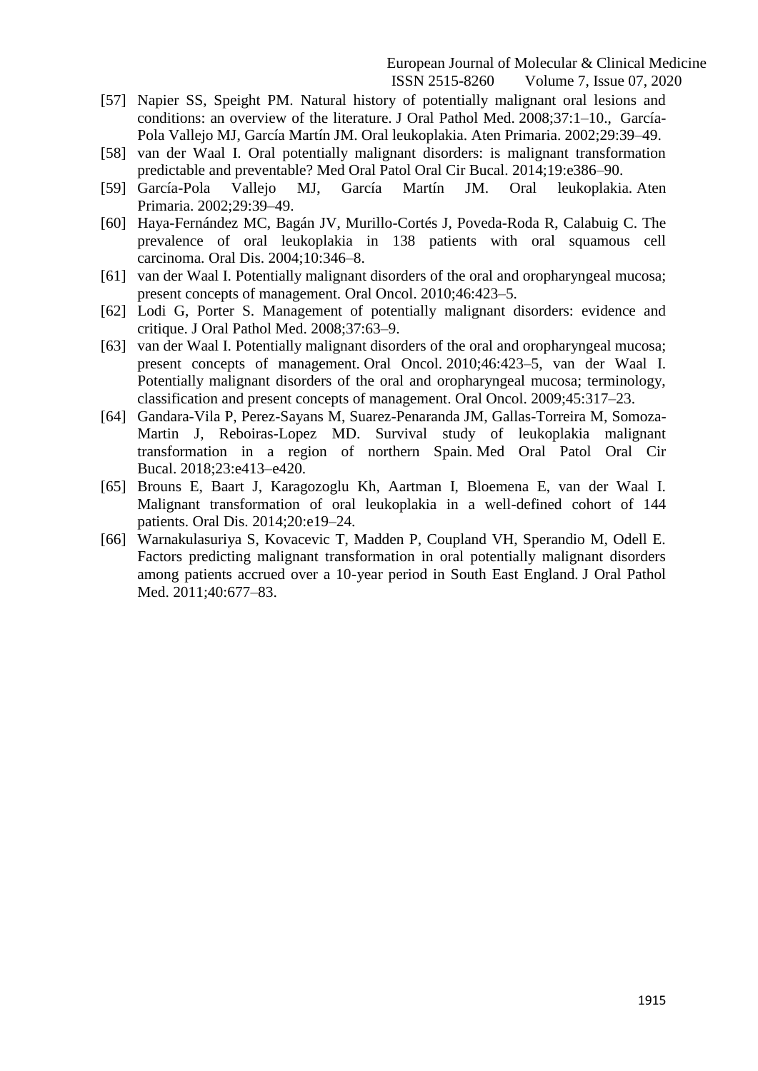[57] Napier SS, Speight PM. Natural history of potentially malignant oral lesions and conditions: an overview of the literature. J Oral Pathol Med. 2008;37:1–10., García-Pola Vallejo MJ, García Martín JM. Oral leukoplakia. Aten Primaria. 2002;29:39–49.

[58] van der Waal I. Oral potentially malignant disorders: is malignant transformation predictable and preventable? Med Oral Patol Oral Cir Bucal. 2014;19:e386–90.

[59] García-Pola Vallejo MJ, García Martín JM. Oral leukoplakia. Aten Primaria. 2002;29:39–49.

[60] Haya-Fernández MC, Bagán JV, Murillo-Cortés J, Poveda-Roda R, Calabuig C. The prevalence of oral leukoplakia in 138 patients with oral squamous cell carcinoma. Oral Dis. 2004;10:346–8.

[61] van der Waal I. Potentially malignant disorders of the oral and oropharyngeal mucosa; present concepts of management. Oral Oncol. 2010;46:423–5.

[62] Lodi G, Porter S. Management of potentially malignant disorders: evidence and critique. J Oral Pathol Med. 2008;37:63–9.

[63] van der Waal I. Potentially malignant disorders of the oral and oropharyngeal mucosa; present concepts of management. Oral Oncol. 2010;46:423–5, van der Waal I. Potentially malignant disorders of the oral and oropharyngeal mucosa; terminology, classification and present concepts of management. Oral Oncol. 2009;45:317–23.

[64] Gandara-Vila P, Perez-Sayans M, Suarez-Penaranda JM, Gallas-Torreira M, Somoza-Martin J, Reboiras-Lopez MD. Survival study of leukoplakia malignant transformation in a region of northern Spain. Med Oral Patol Oral Cir Bucal. 2018;23:e413–e420.

[65] Brouns E, Baart J, Karagozoglu Kh, Aartman I, Bloemena E, van der Waal I. Malignant transformation of oral leukoplakia in a well-defined cohort of 144 patients. Oral Dis. 2014;20:e19–24.

[66] Warnakulasuriya S, Kovacevic T, Madden P, Coupland VH, Sperandio M, Odell E. Factors predicting malignant transformation in oral potentially malignant disorders among patients accrued over a 10-year period in South East England. J Oral Pathol Med. 2011;40:677–83.